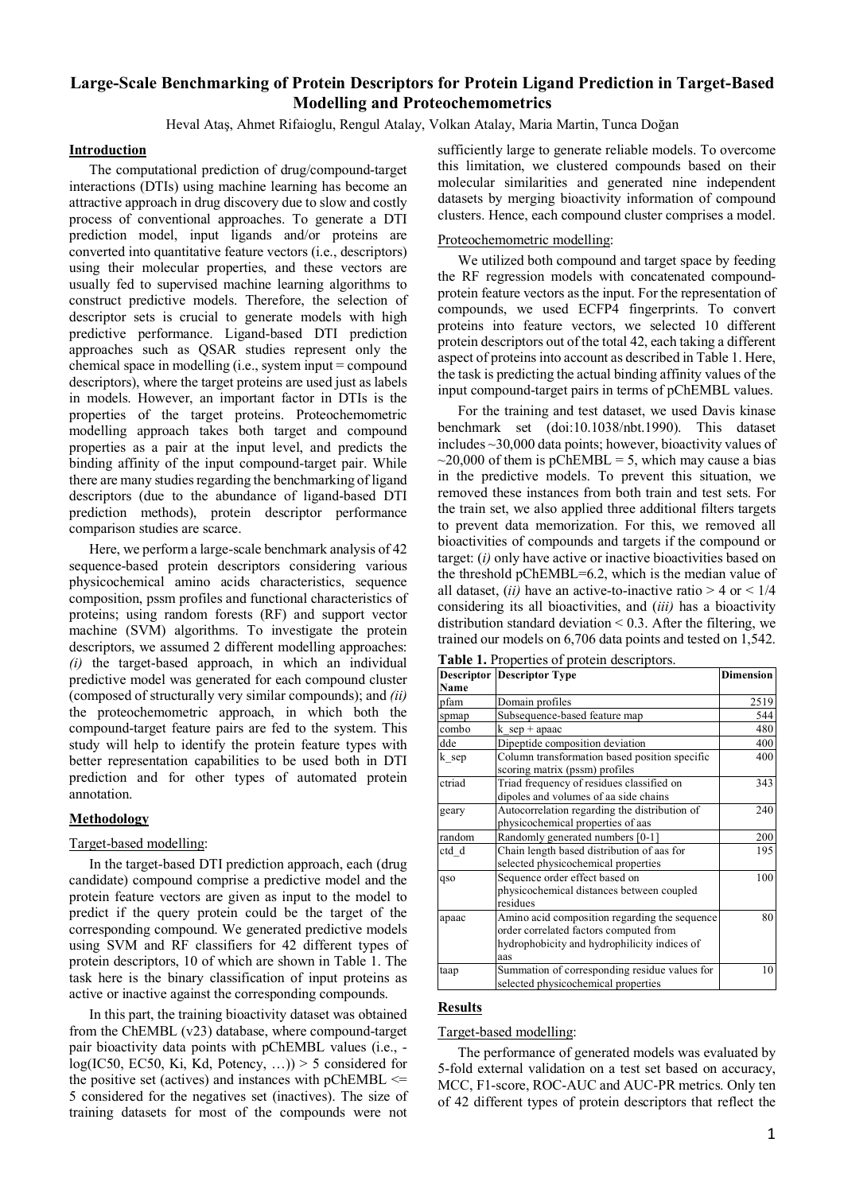# Large-Scale Benchmarking of Protein Descriptors for Protein Ligand Prediction in Target-Based Modelling and Proteochemometrics

Heval Ataş, Ahmet Rifaioglu, Rengul Atalay, Volkan Atalay, Maria Martin, Tunca Doğan

## Introduction

The computational prediction of drug/compound-target interactions (DTIs) using machine learning has become an attractive approach in drug discovery due to slow and costly process of conventional approaches. To generate a DTI prediction model, input ligands and/or proteins are converted into quantitative feature vectors (i.e., descriptors) using their molecular properties, and these vectors are usually fed to supervised machine learning algorithms to construct predictive models. Therefore, the selection of descriptor sets is crucial to generate models with high predictive performance. Ligand-based DTI prediction approaches such as QSAR studies represent only the chemical space in modelling (i.e., system input = compound descriptors), where the target proteins are used just as labels in models. However, an important factor in DTIs is the properties of the target proteins. Proteochemometric modelling approach takes both target and compound properties as a pair at the input level, and predicts the binding affinity of the input compound-target pair. While there are many studies regarding the benchmarking of ligand descriptors (due to the abundance of ligand-based DTI prediction methods), protein descriptor performance comparison studies are scarce.

Here, we perform a large-scale benchmark analysis of 42 sequence-based protein descriptors considering various physicochemical amino acids characteristics, sequence composition, pssm profiles and functional characteristics of proteins; using random forests (RF) and support vector machine (SVM) algorithms. To investigate the protein descriptors, we assumed 2 different modelling approaches: *(i)* the target-based approach, in which an individual predictive model was generated for each compound cluster (composed of structurally very similar compounds); and *(ii)* the proteochemometric approach, in which both the compound-target feature pairs are fed to the system. This study will help to identify the protein feature types with better representation capabilities to be used both in DTI prediction and for other types of automated protein annotation.

## Methodology

### Target-based modelling:

In the target-based DTI prediction approach, each (drug candidate) compound comprise a predictive model and the protein feature vectors are given as input to the model to predict if the query protein could be the target of the corresponding compound. We generated predictive models using SVM and RF classifiers for 42 different types of protein descriptors, 10 of which are shown in Table 1. The task here is the binary classification of input proteins as active or inactive against the corresponding compounds.

In this part, the training bioactivity dataset was obtained from the ChEMBL (v23) database, where compound-target pair bioactivity data points with pChEMBL values (i.e., -log(IC50, EC50, Ki, Kd, Potency, …)) > 5 considered for the positive set (actives) and instances with pChEMBL <= 5 considered for the negatives set (inactives). The size of training datasets for most of the compounds were not sufficiently large to generate reliable models. To overcome this limitation, we clustered compounds based on their molecular similarities and generated nine independent datasets by merging bioactivity information of compound clusters. Hence, each compound cluster comprises a model.

### Proteochemometric modelling:

We utilized both compound and target space by feeding the RF regression models with concatenated compound-protein feature vectors as the input. For the representation of compounds, we used ECFP4 fingerprints. To convert proteins into feature vectors, we selected 10 different protein descriptors out of the total 42, each taking a different aspect of proteins into account as described in Table 1. Here, the task is predicting the actual binding affinity values of the input compound-target pairs in terms of pChEMBL values.

For the training and test dataset, we used Davis kinase benchmark set (doi:10.1038/nbt.1990). This dataset includes ~30,000 data points; however, bioactivity values of ~20,000 of them is pChEMBL = 5, which may cause a bias in the predictive models. To prevent this situation, we removed these instances from both train and test sets. For the train set, we also applied three additional filters targets to prevent data memorization. For this, we removed all bioactivities of compounds and targets if the compound or target: (*i)* only have active or inactive bioactivities based on the threshold pChEMBL=6.2, which is the median value of all dataset, (*ii)* have an active-to-inactive ratio > 4 or < 1/4 considering its all bioactivities, and (*iii)* has a bioactivity distribution standard deviation < 0.3. After the filtering, we trained our models on 6,706 data points and tested on 1,542.

**Table 1.** Properties of protein descriptors.

| Descriptor Name | Descriptor Type | Dimension |
|---|---|---|
| pfam | Domain profiles | 2519 |
| spmap | Subsequence-based feature map | 544 |
| combo | k_sep + apaac | 480 |
| dde | Dipeptide composition deviation | 400 |
| k_sep | Column transformation based position specific scoring matrix (pssm) profiles | 400 |
| ctriad | Triad frequency of residues classified on dipoles and volumes of aa side chains | 343 |
| geary | Autocorrelation regarding the distribution of physicochemical properties of aas | 240 |
| random | Randomly generated numbers [0-1] | 200 |
| ctd_d | Chain length based distribution of aas for selected physicochemical properties | 195 |
| qso | Sequence order effect based on physicochemical distances between coupled residues | 100 |
| apaac | Amino acid composition regarding the sequence order correlated factors computed from hydrophobicity and hydrophilicity indices of aas | 80 |
| taap | Summation of corresponding residue values for selected physicochemical properties | 10 |

## Results

### Target-based modelling:

The performance of generated models was evaluated by 5-fold external validation on a test set based on accuracy, MCC, F1-score, ROC-AUC and AUC-PR metrics. Only ten of 42 different types of protein descriptors that reflect the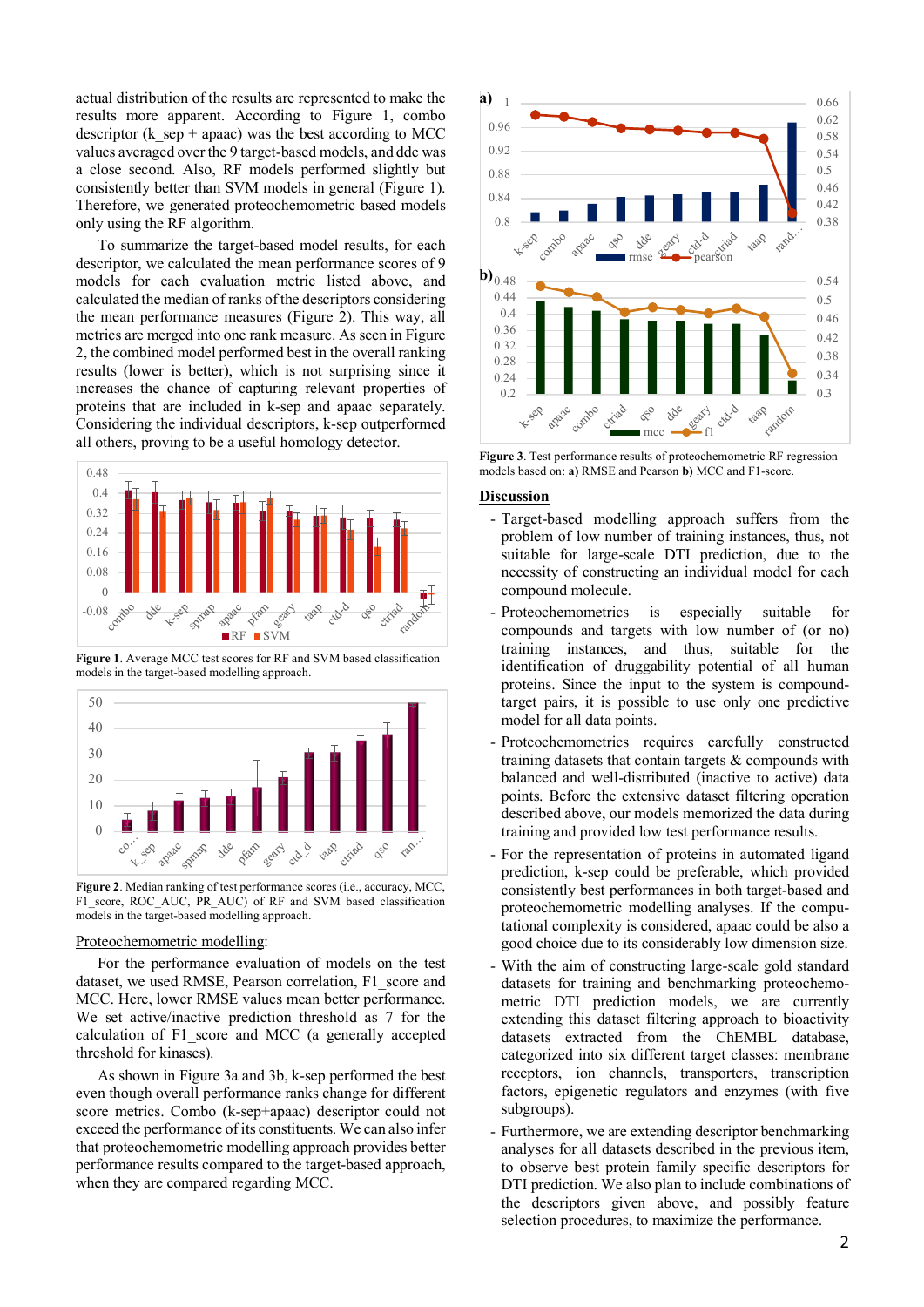actual distribution of the results are represented to make the results more apparent. According to Figure 1, combo descriptor (k_sep + apaac) was the best according to MCC values averaged over the 9 target-based models, and dde was a close second. Also, RF models performed slightly but consistently better than SVM models in general (Figure 1). Therefore, we generated proteochemometric based models only using the RF algorithm.

To summarize the target-based model results, for each descriptor, we calculated the mean performance scores of 9 models for each evaluation metric listed above, and calculated the median of ranks of the descriptors considering the mean performance measures (Figure 2). This way, all metrics are merged into one rank measure. As seen in Figure 2, the combined model performed best in the overall ranking results (lower is better), which is not surprising since it increases the chance of capturing relevant properties of proteins that are included in k-sep and apaac separately. Considering the individual descriptors, k-sep outperformed all others, proving to be a useful homology detector.

0.48
0.4
0.32
0.24
0.16
0.08
0
-0.08
combo dde k-sep spmap apaac pfam geary taap ctd-d qso ctriad random
RF SVM

**Figure 1**. Average MCC test scores for RF and SVM based classification models in the target-based modelling approach.

50
40
30
20
10
0
co… k_sep apaac spmap dde pfam geary ctd_d taap ctriad qso ran…

**Figure 2**. Median ranking of test performance scores (i.e., accuracy, MCC, F1_score, ROC_AUC, PR_AUC) of RF and SVM based classification models in the target-based modelling approach.

Proteochemometric modelling:

For the performance evaluation of models on the test dataset, we used RMSE, Pearson correlation, F1_score and MCC. Here, lower RMSE values mean better performance. We set active/inactive prediction threshold as 7 for the calculation of F1_score and MCC (a generally accepted threshold for kinases).

As shown in Figure 3a and 3b, k-sep performed the best even though overall performance ranks change for different score metrics. Combo (k-sep+apaac) descriptor could not exceed the performance of its constituents. We can also infer that proteochemometric modelling approach provides better performance results compared to the target-based approach, when they are compared regarding MCC.

**a)**
1
0.96
0.92
0.88
0.84
0.8
0.66
0.62
0.58
0.54
0.5
0.46
0.42
0.38
k-sep combo apaac qso dde geary ctd-d ctriad taap rand…
rmse pearson

**b)**
0.48
0.44
0.4
0.36
0.32
0.28
0.24
0.2
0.54
0.5
0.46
0.42
0.38
0.34
0.3
k-sep apaac combo ctriad qso dde geary ctd-d taap random
mcc f1

**Figure 3**. Test performance results of proteochemometric RF regression models based on: **a)** RMSE and Pearson **b)** MCC and F1-score.

## Discussion

- Target-based modelling approach suffers from the problem of low number of training instances, thus, not suitable for large-scale DTI prediction, due to the necessity of constructing an individual model for each compound molecule.
- Proteochemometrics is especially suitable for compounds and targets with low number of (or no) training instances, and thus, suitable for the identification of druggability potential of all human proteins. Since the input to the system is compound-target pairs, it is possible to use only one predictive model for all data points.
- Proteochemometrics requires carefully constructed training datasets that contain targets & compounds with balanced and well-distributed (inactive to active) data points. Before the extensive dataset filtering operation described above, our models memorized the data during training and provided low test performance results.
- For the representation of proteins in automated ligand prediction, k-sep could be preferable, which provided consistently best performances in both target-based and proteochemometric modelling analyses. If the computational complexity is considered, apaac could be also a good choice due to its considerably low dimension size.
- With the aim of constructing large-scale gold standard datasets for training and benchmarking proteochemometric DTI prediction models, we are currently extending this dataset filtering approach to bioactivity datasets extracted from the ChEMBL database, categorized into six different target classes: membrane receptors, ion channels, transporters, transcription factors, epigenetic regulators and enzymes (with five subgroups).
- Furthermore, we are extending descriptor benchmarking analyses for all datasets described in the previous item, to observe best protein family specific descriptors for DTI prediction. We also plan to include combinations of the descriptors given above, and possibly feature selection procedures, to maximize the performance.